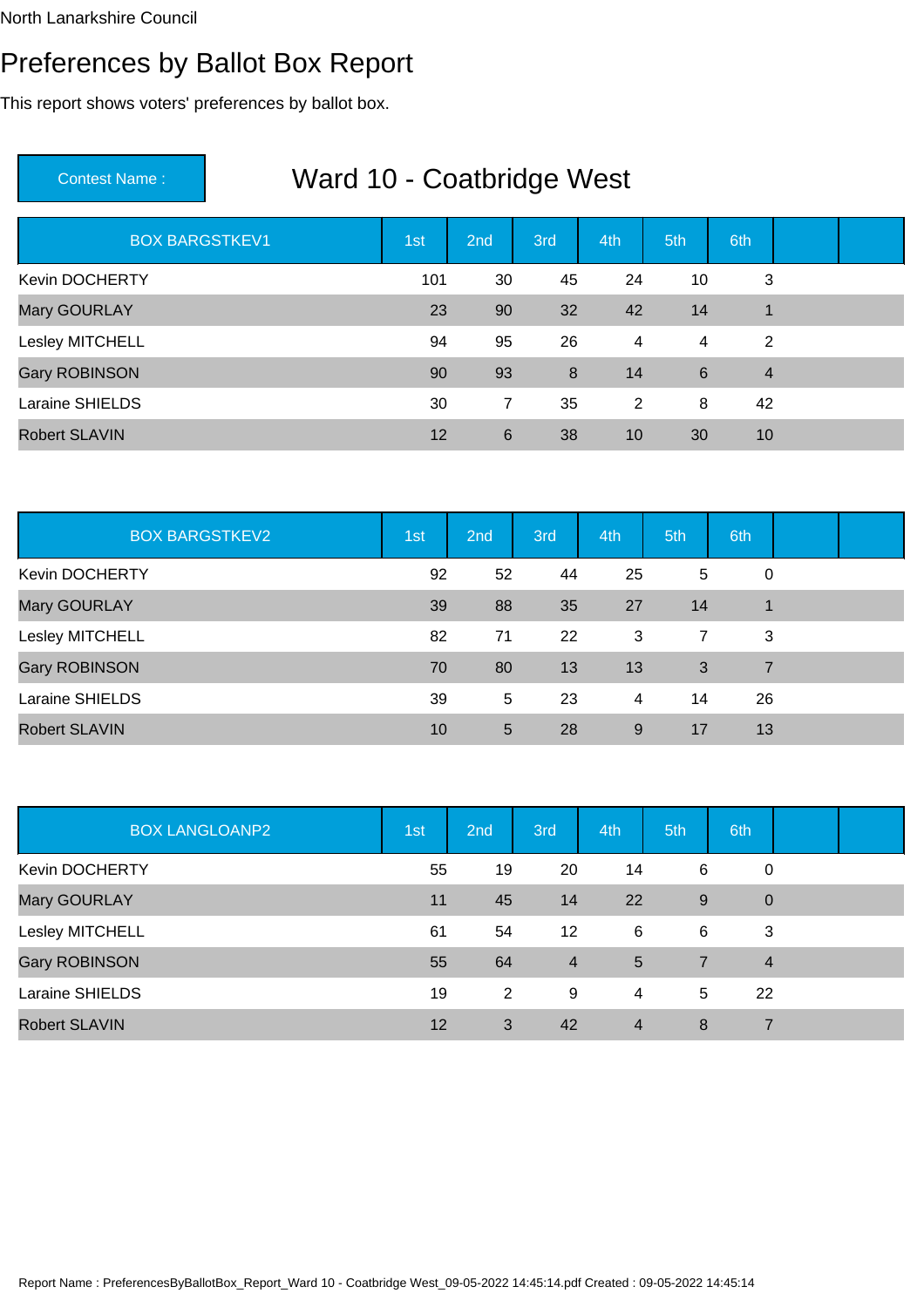North Lanarkshire Council

# Preferences by Ballot Box Report

This report shows voters' preferences by ballot box.

| Contest Name : | Ward 10 - Coatbridge West |
|---|---|

| BOX BARGSTKEV1 | 1st | 2nd | 3rd | 4th | 5th | 6th | | |
|---|---|---|---|---|---|---|---|---|
| Kevin DOCHERTY | 101 | 30 | 45 | 24 | 10 | 3 | | |
| Mary GOURLAY | 23 | 90 | 32 | 42 | 14 | 1 | | |
| Lesley MITCHELL | 94 | 95 | 26 | 4 | 4 | 2 | | |
| Gary ROBINSON | 90 | 93 | 8 | 14 | 6 | 4 | | |
| Laraine SHIELDS | 30 | 7 | 35 | 2 | 8 | 42 | | |
| Robert SLAVIN | 12 | 6 | 38 | 10 | 30 | 10 | | |

| BOX BARGSTKEV2 | 1st | 2nd | 3rd | 4th | 5th | 6th | | |
|---|---|---|---|---|---|---|---|---|
| Kevin DOCHERTY | 92 | 52 | 44 | 25 | 5 | 0 | | |
| Mary GOURLAY | 39 | 88 | 35 | 27 | 14 | 1 | | |
| Lesley MITCHELL | 82 | 71 | 22 | 3 | 7 | 3 | | |
| Gary ROBINSON | 70 | 80 | 13 | 13 | 3 | 7 | | |
| Laraine SHIELDS | 39 | 5 | 23 | 4 | 14 | 26 | | |
| Robert SLAVIN | 10 | 5 | 28 | 9 | 17 | 13 | | |

| BOX LANGLOANP2 | 1st | 2nd | 3rd | 4th | 5th | 6th | | |
|---|---|---|---|---|---|---|---|---|
| Kevin DOCHERTY | 55 | 19 | 20 | 14 | 6 | 0 | | |
| Mary GOURLAY | 11 | 45 | 14 | 22 | 9 | 0 | | |
| Lesley MITCHELL | 61 | 54 | 12 | 6 | 6 | 3 | | |
| Gary ROBINSON | 55 | 64 | 4 | 5 | 7 | 4 | | |
| Laraine SHIELDS | 19 | 2 | 9 | 4 | 5 | 22 | | |
| Robert SLAVIN | 12 | 3 | 42 | 4 | 8 | 7 | | |

Report Name : PreferencesByBallotBox_Report_Ward 10 - Coatbridge West_09-05-2022 14:45:14.pdf Created : 09-05-2022 14:45:14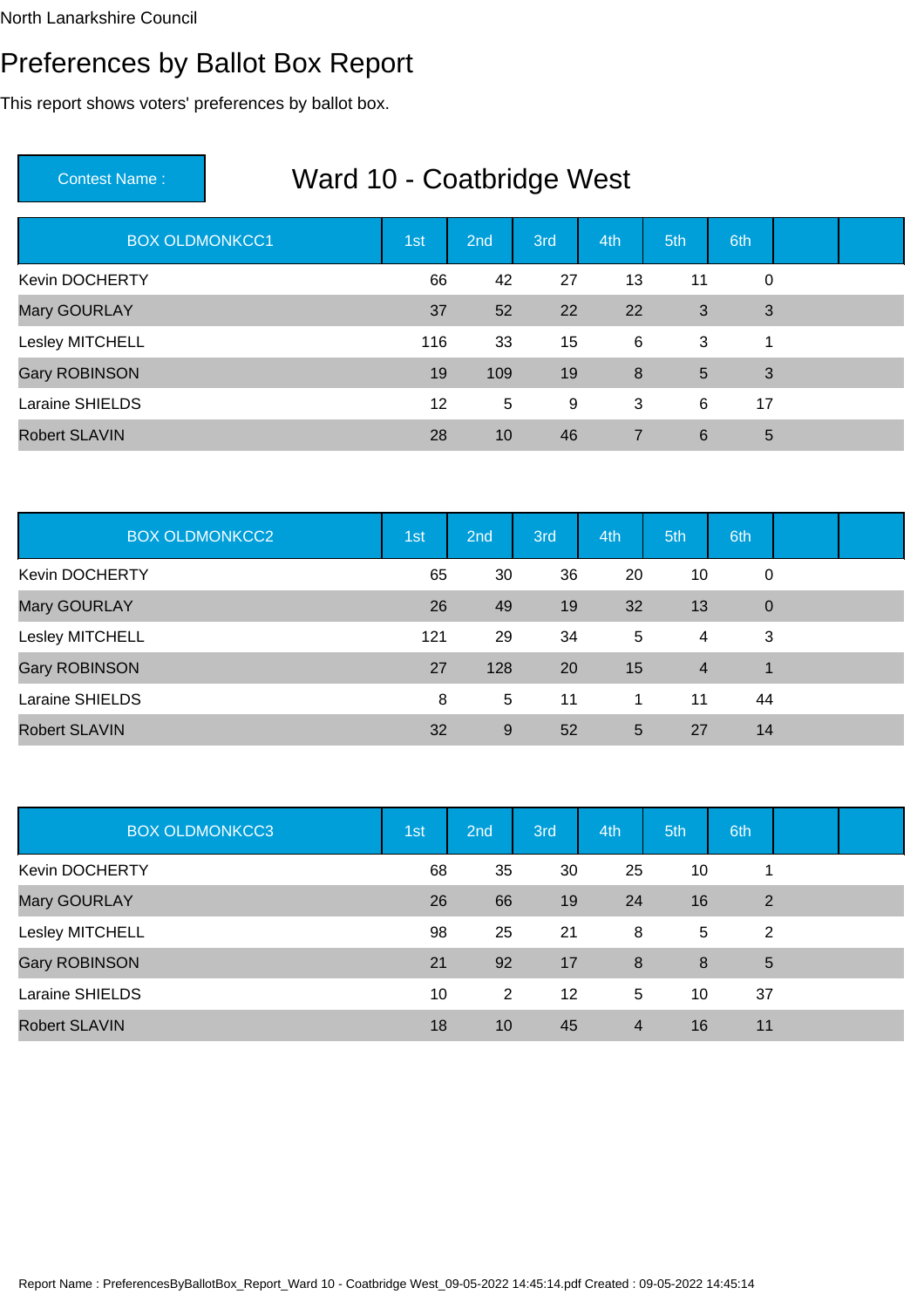North Lanarkshire Council

# Preferences by Ballot Box Report

This report shows voters' preferences by ballot box.

| Contest Name : | Ward 10 - Coatbridge West |
|---|---|

| BOX OLDMONKCC1 | 1st | 2nd | 3rd | 4th | 5th | 6th | | |
|---|---|---|---|---|---|---|---|---|
| Kevin DOCHERTY | 66 | 42 | 27 | 13 | 11 | 0 | | |
| Mary GOURLAY | 37 | 52 | 22 | 22 | 3 | 3 | | |
| Lesley MITCHELL | 116 | 33 | 15 | 6 | 3 | 1 | | |
| Gary ROBINSON | 19 | 109 | 19 | 8 | 5 | 3 | | |
| Laraine SHIELDS | 12 | 5 | 9 | 3 | 6 | 17 | | |
| Robert SLAVIN | 28 | 10 | 46 | 7 | 6 | 5 | | |

| BOX OLDMONKCC2 | 1st | 2nd | 3rd | 4th | 5th | 6th | | |
|---|---|---|---|---|---|---|---|---|
| Kevin DOCHERTY | 65 | 30 | 36 | 20 | 10 | 0 | | |
| Mary GOURLAY | 26 | 49 | 19 | 32 | 13 | 0 | | |
| Lesley MITCHELL | 121 | 29 | 34 | 5 | 4 | 3 | | |
| Gary ROBINSON | 27 | 128 | 20 | 15 | 4 | 1 | | |
| Laraine SHIELDS | 8 | 5 | 11 | 1 | 11 | 44 | | |
| Robert SLAVIN | 32 | 9 | 52 | 5 | 27 | 14 | | |

| BOX OLDMONKCC3 | 1st | 2nd | 3rd | 4th | 5th | 6th | | |
|---|---|---|---|---|---|---|---|---|
| Kevin DOCHERTY | 68 | 35 | 30 | 25 | 10 | 1 | | |
| Mary GOURLAY | 26 | 66 | 19 | 24 | 16 | 2 | | |
| Lesley MITCHELL | 98 | 25 | 21 | 8 | 5 | 2 | | |
| Gary ROBINSON | 21 | 92 | 17 | 8 | 8 | 5 | | |
| Laraine SHIELDS | 10 | 2 | 12 | 5 | 10 | 37 | | |
| Robert SLAVIN | 18 | 10 | 45 | 4 | 16 | 11 | | |

Report Name : PreferencesByBallotBox_Report_Ward 10 - Coatbridge West_09-05-2022 14:45:14.pdf Created : 09-05-2022 14:45:14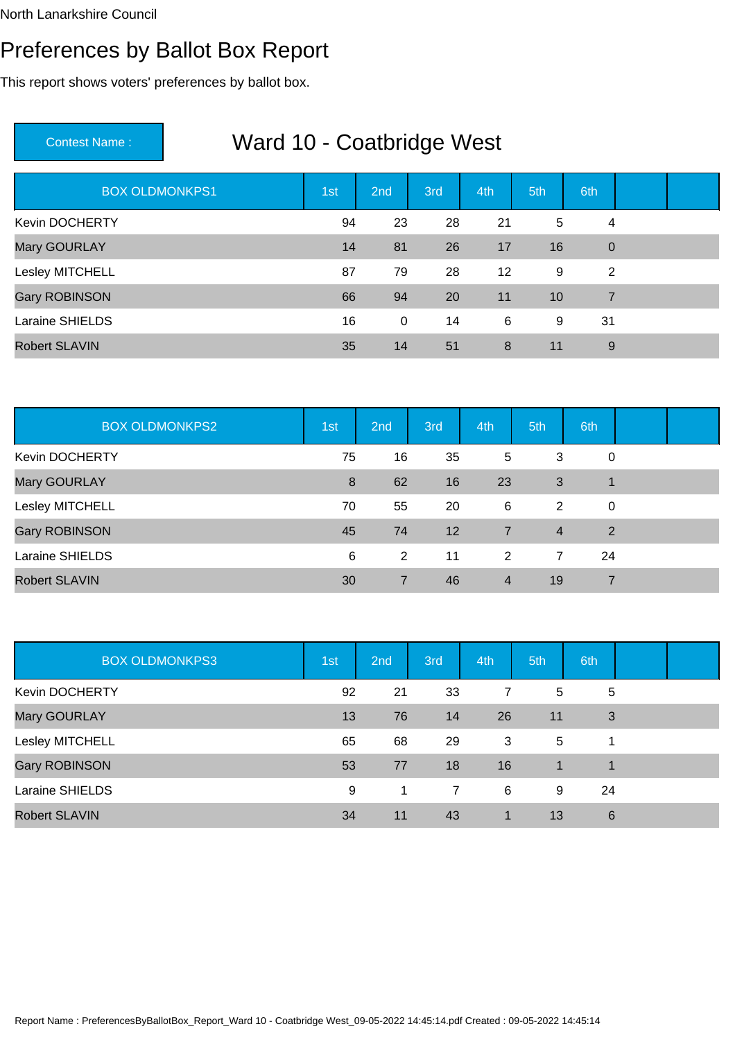North Lanarkshire Council

# Preferences by Ballot Box Report

This report shows voters' preferences by ballot box.

**Contest Name :** Ward 10 - Coatbridge West

| BOX OLDMONKPS1 | 1st | 2nd | 3rd | 4th | 5th | 6th | | |
|---|---|---|---|---|---|---|---|---|
| Kevin DOCHERTY | 94 | 23 | 28 | 21 | 5 | 4 | | |
| Mary GOURLAY | 14 | 81 | 26 | 17 | 16 | 0 | | |
| Lesley MITCHELL | 87 | 79 | 28 | 12 | 9 | 2 | | |
| Gary ROBINSON | 66 | 94 | 20 | 11 | 10 | 7 | | |
| Laraine SHIELDS | 16 | 0 | 14 | 6 | 9 | 31 | | |
| Robert SLAVIN | 35 | 14 | 51 | 8 | 11 | 9 | | |

| BOX OLDMONKPS2 | 1st | 2nd | 3rd | 4th | 5th | 6th | | |
|---|---|---|---|---|---|---|---|---|
| Kevin DOCHERTY | 75 | 16 | 35 | 5 | 3 | 0 | | |
| Mary GOURLAY | 8 | 62 | 16 | 23 | 3 | 1 | | |
| Lesley MITCHELL | 70 | 55 | 20 | 6 | 2 | 0 | | |
| Gary ROBINSON | 45 | 74 | 12 | 7 | 4 | 2 | | |
| Laraine SHIELDS | 6 | 2 | 11 | 2 | 7 | 24 | | |
| Robert SLAVIN | 30 | 7 | 46 | 4 | 19 | 7 | | |

| BOX OLDMONKPS3 | 1st | 2nd | 3rd | 4th | 5th | 6th | | |
|---|---|---|---|---|---|---|---|---|
| Kevin DOCHERTY | 92 | 21 | 33 | 7 | 5 | 5 | | |
| Mary GOURLAY | 13 | 76 | 14 | 26 | 11 | 3 | | |
| Lesley MITCHELL | 65 | 68 | 29 | 3 | 5 | 1 | | |
| Gary ROBINSON | 53 | 77 | 18 | 16 | 1 | 1 | | |
| Laraine SHIELDS | 9 | 1 | 7 | 6 | 9 | 24 | | |
| Robert SLAVIN | 34 | 11 | 43 | 1 | 13 | 6 | | |

Report Name : PreferencesByBallotBox_Report_Ward 10 - Coatbridge West_09-05-2022 14:45:14.pdf Created : 09-05-2022 14:45:14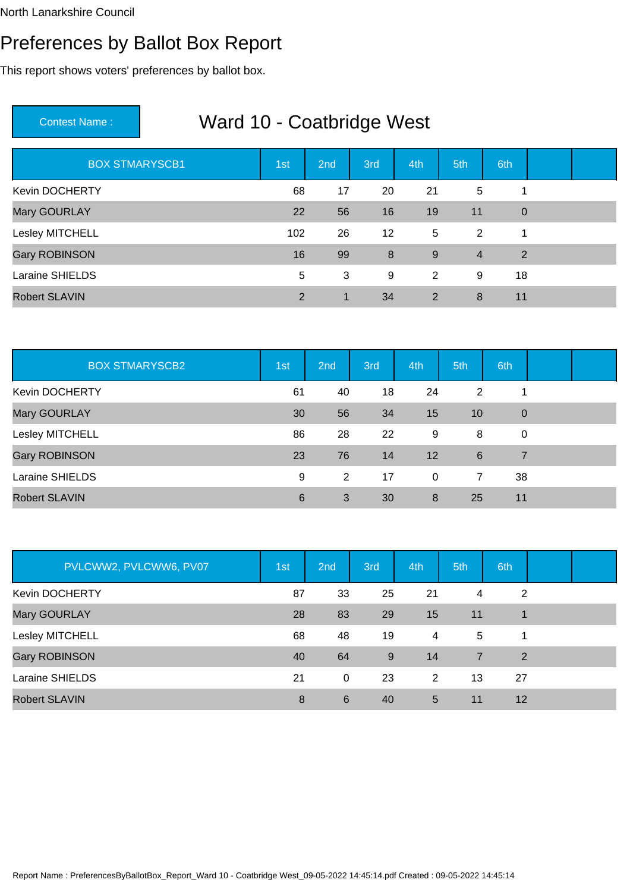North Lanarkshire Council

# Preferences by Ballot Box Report

This report shows voters' preferences by ballot box.

**Contest Name :** Ward 10 - Coatbridge West

| BOX STMARYSCB1 | 1st | 2nd | 3rd | 4th | 5th | 6th | | |
|---|---|---|---|---|---|---|---|---|
| Kevin DOCHERTY | 68 | 17 | 20 | 21 | 5 | 1 | | |
| Mary GOURLAY | 22 | 56 | 16 | 19 | 11 | 0 | | |
| Lesley MITCHELL | 102 | 26 | 12 | 5 | 2 | 1 | | |
| Gary ROBINSON | 16 | 99 | 8 | 9 | 4 | 2 | | |
| Laraine SHIELDS | 5 | 3 | 9 | 2 | 9 | 18 | | |
| Robert SLAVIN | 2 | 1 | 34 | 2 | 8 | 11 | | |

| BOX STMARYSCB2 | 1st | 2nd | 3rd | 4th | 5th | 6th | | |
|---|---|---|---|---|---|---|---|---|
| Kevin DOCHERTY | 61 | 40 | 18 | 24 | 2 | 1 | | |
| Mary GOURLAY | 30 | 56 | 34 | 15 | 10 | 0 | | |
| Lesley MITCHELL | 86 | 28 | 22 | 9 | 8 | 0 | | |
| Gary ROBINSON | 23 | 76 | 14 | 12 | 6 | 7 | | |
| Laraine SHIELDS | 9 | 2 | 17 | 0 | 7 | 38 | | |
| Robert SLAVIN | 6 | 3 | 30 | 8 | 25 | 11 | | |

| PVLCWW2, PVLCWW6, PV07 | 1st | 2nd | 3rd | 4th | 5th | 6th | | |
|---|---|---|---|---|---|---|---|---|
| Kevin DOCHERTY | 87 | 33 | 25 | 21 | 4 | 2 | | |
| Mary GOURLAY | 28 | 83 | 29 | 15 | 11 | 1 | | |
| Lesley MITCHELL | 68 | 48 | 19 | 4 | 5 | 1 | | |
| Gary ROBINSON | 40 | 64 | 9 | 14 | 7 | 2 | | |
| Laraine SHIELDS | 21 | 0 | 23 | 2 | 13 | 27 | | |
| Robert SLAVIN | 8 | 6 | 40 | 5 | 11 | 12 | | |

Report Name : PreferencesByBallotBox_Report_Ward 10 - Coatbridge West_09-05-2022 14:45:14.pdf Created : 09-05-2022 14:45:14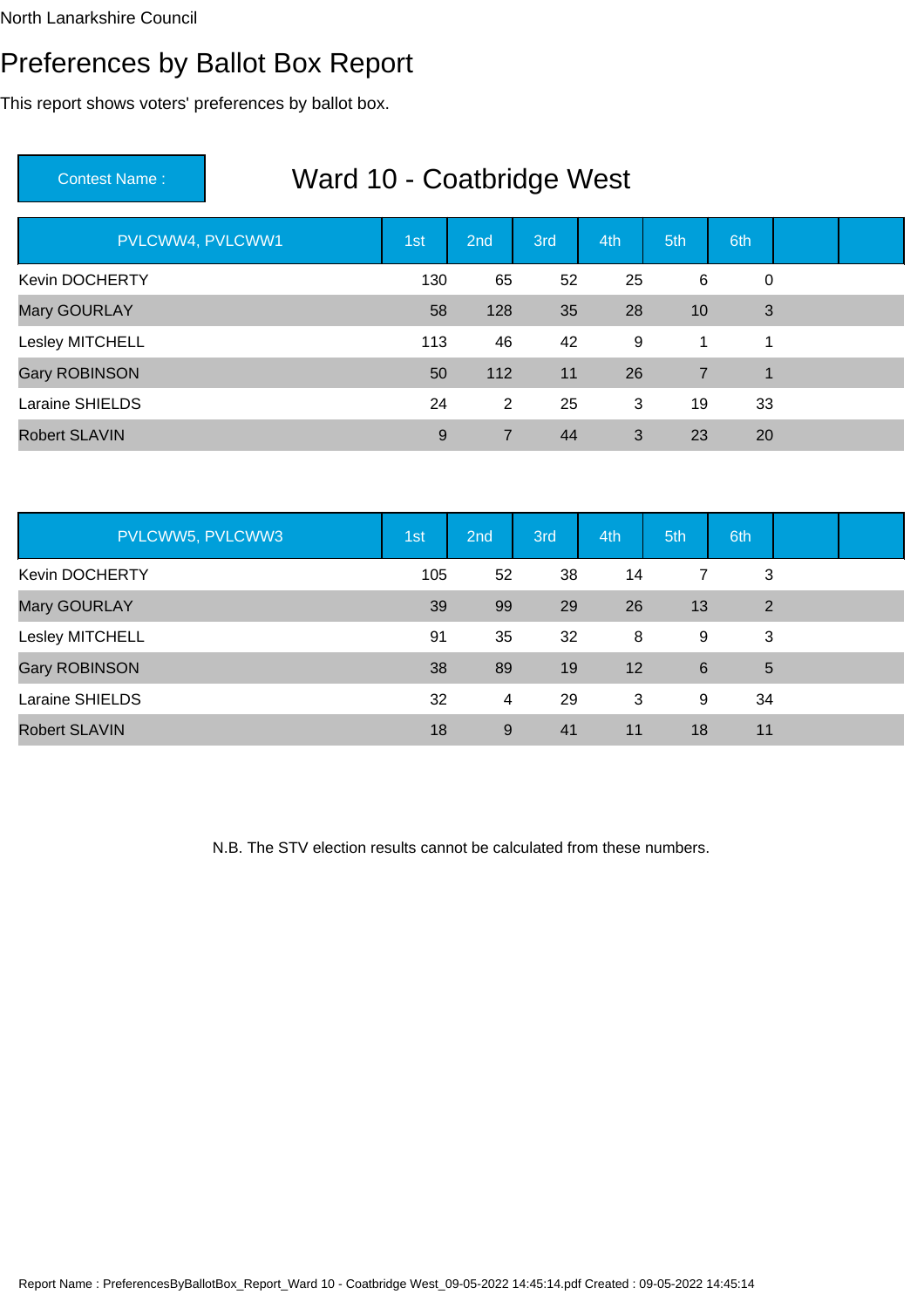North Lanarkshire Council

# Preferences by Ballot Box Report

This report shows voters' preferences by ballot box.

| Contest Name : | Ward 10 - Coatbridge West |
|---|---|

| PVLCWW4, PVLCWW1 | 1st | 2nd | 3rd | 4th | 5th | 6th | | |
|---|---|---|---|---|---|---|---|---|
| Kevin DOCHERTY | 130 | 65 | 52 | 25 | 6 | 0 | | |
| Mary GOURLAY | 58 | 128 | 35 | 28 | 10 | 3 | | |
| Lesley MITCHELL | 113 | 46 | 42 | 9 | 1 | 1 | | |
| Gary ROBINSON | 50 | 112 | 11 | 26 | 7 | 1 | | |
| Laraine SHIELDS | 24 | 2 | 25 | 3 | 19 | 33 | | |
| Robert SLAVIN | 9 | 7 | 44 | 3 | 23 | 20 | | |

| PVLCWW5, PVLCWW3 | 1st | 2nd | 3rd | 4th | 5th | 6th | | |
|---|---|---|---|---|---|---|---|---|
| Kevin DOCHERTY | 105 | 52 | 38 | 14 | 7 | 3 | | |
| Mary GOURLAY | 39 | 99 | 29 | 26 | 13 | 2 | | |
| Lesley MITCHELL | 91 | 35 | 32 | 8 | 9 | 3 | | |
| Gary ROBINSON | 38 | 89 | 19 | 12 | 6 | 5 | | |
| Laraine SHIELDS | 32 | 4 | 29 | 3 | 9 | 34 | | |
| Robert SLAVIN | 18 | 9 | 41 | 11 | 18 | 11 | | |

N.B. The STV election results cannot be calculated from these numbers.

Report Name : PreferencesByBallotBox_Report_Ward 10 - Coatbridge West_09-05-2022 14:45:14.pdf Created : 09-05-2022 14:45:14